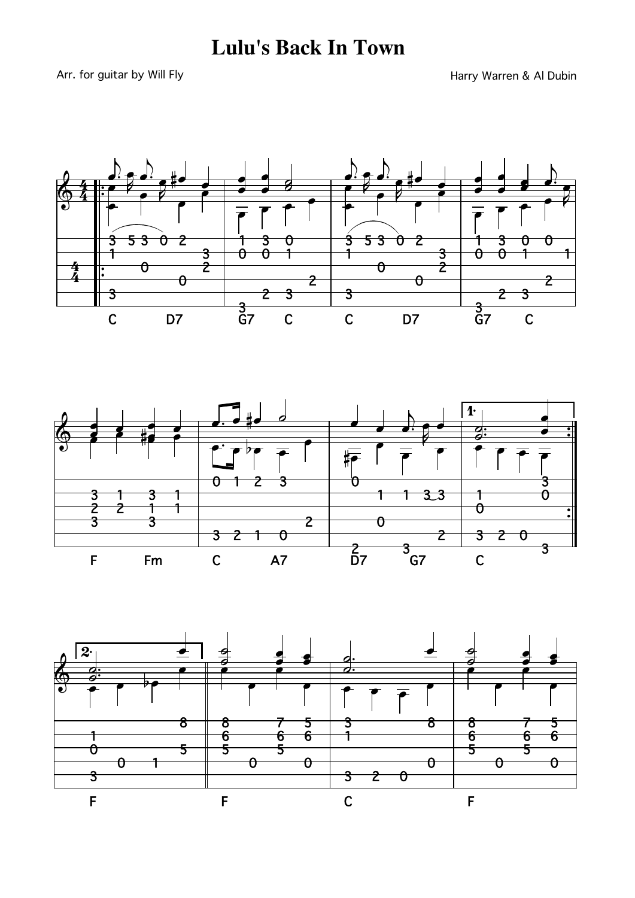# Lulu's Back In Town

Arr. for guitar by Will Fly

Harry Warren & Al Dubin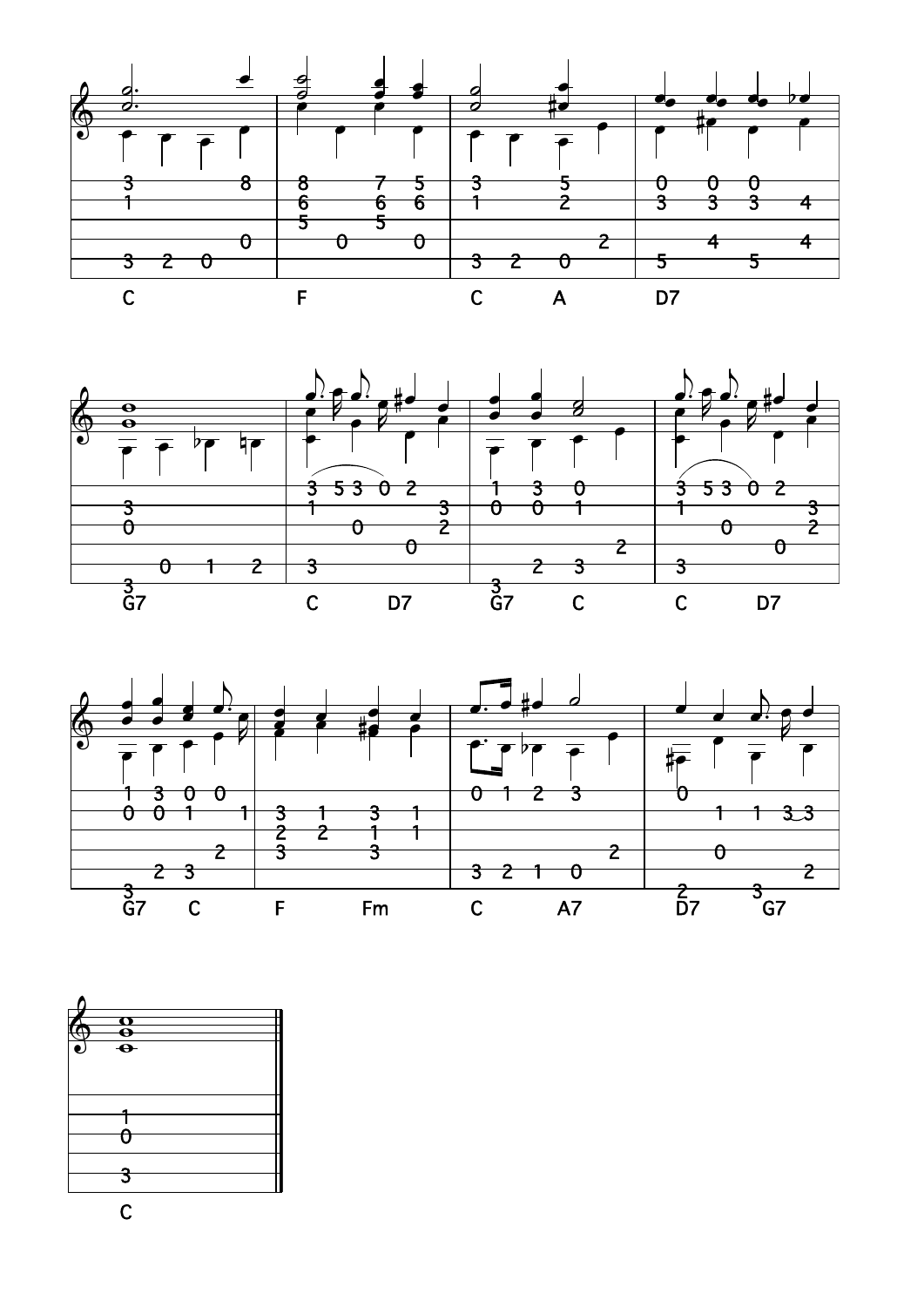C F C A D7

G7 C D7 G7 C C D7

G7 C F Fm C A7 D7 G7

C